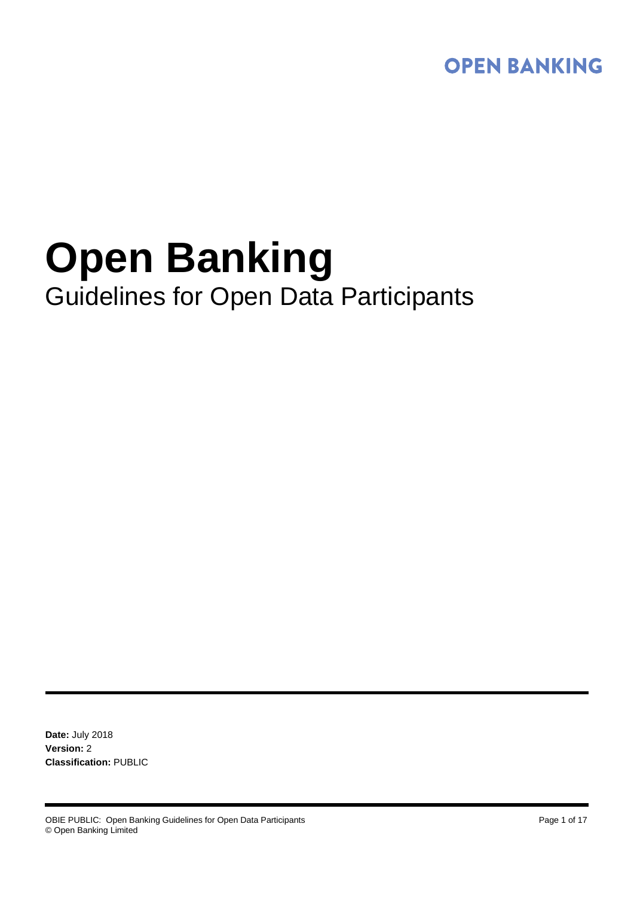OPEN BANKING

# Open Banking

## Guidelines for Open Data Participants

**Date:** July 2018
**Version:** 2
**Classification:** PUBLIC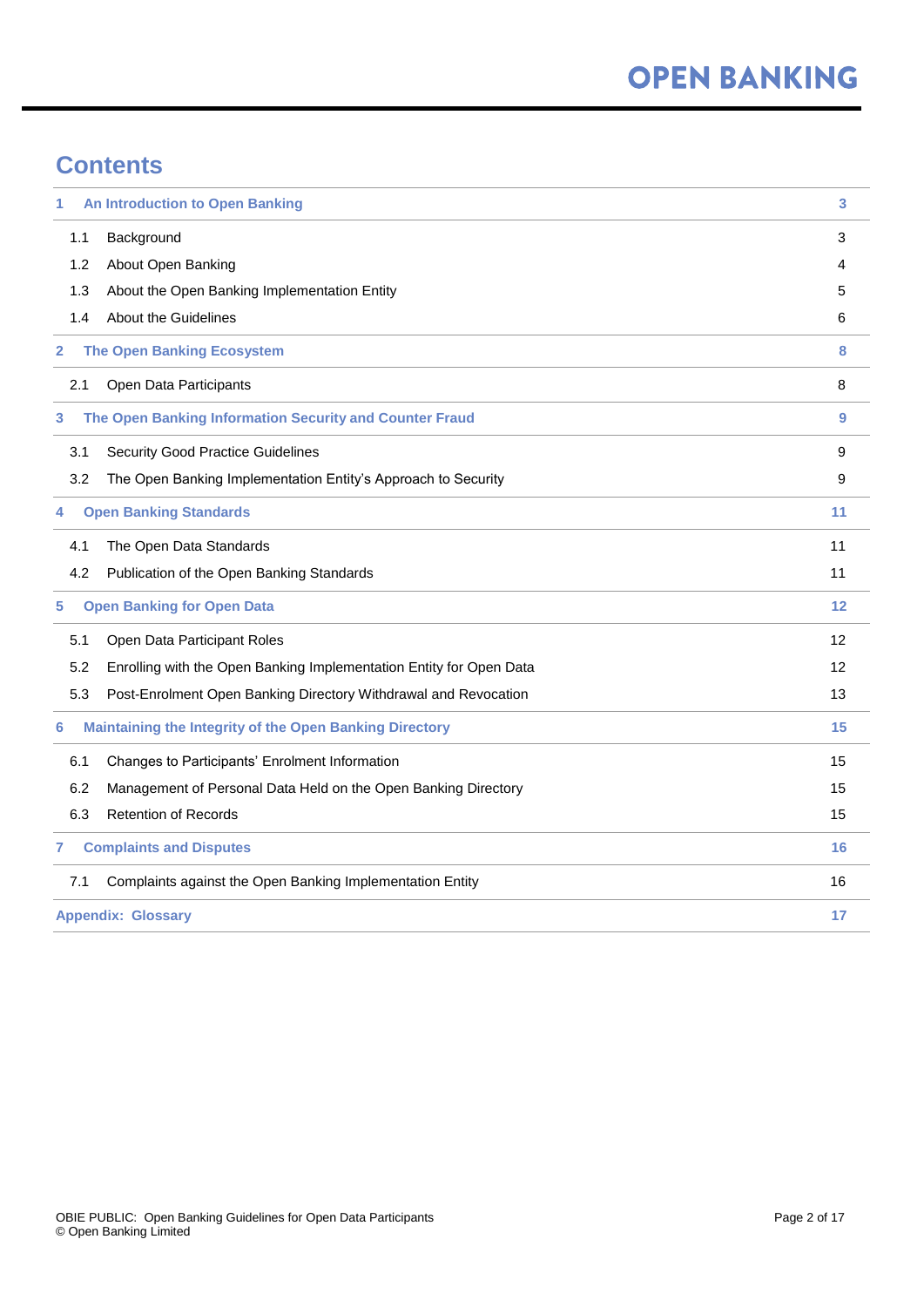# Contents

| | | |
|---|---|---|
| **1** | **An Introduction to Open Banking** | **3** |
| 1.1 | Background | 3 |
| 1.2 | About Open Banking | 4 |
| 1.3 | About the Open Banking Implementation Entity | 5 |
| 1.4 | About the Guidelines | 6 |
| **2** | **The Open Banking Ecosystem** | **8** |
| 2.1 | Open Data Participants | 8 |
| **3** | **The Open Banking Information Security and Counter Fraud** | **9** |
| 3.1 | Security Good Practice Guidelines | 9 |
| 3.2 | The Open Banking Implementation Entity's Approach to Security | 9 |
| **4** | **Open Banking Standards** | **11** |
| 4.1 | The Open Data Standards | 11 |
| 4.2 | Publication of the Open Banking Standards | 11 |
| **5** | **Open Banking for Open Data** | **12** |
| 5.1 | Open Data Participant Roles | 12 |
| 5.2 | Enrolling with the Open Banking Implementation Entity for Open Data | 12 |
| 5.3 | Post-Enrolment Open Banking Directory Withdrawal and Revocation | 13 |
| **6** | **Maintaining the Integrity of the Open Banking Directory** | **15** |
| 6.1 | Changes to Participants' Enrolment Information | 15 |
| 6.2 | Management of Personal Data Held on the Open Banking Directory | 15 |
| 6.3 | Retention of Records | 15 |
| **7** | **Complaints and Disputes** | **16** |
| 7.1 | Complaints against the Open Banking Implementation Entity | 16 |
| **Appendix:** | **Glossary** | **17** |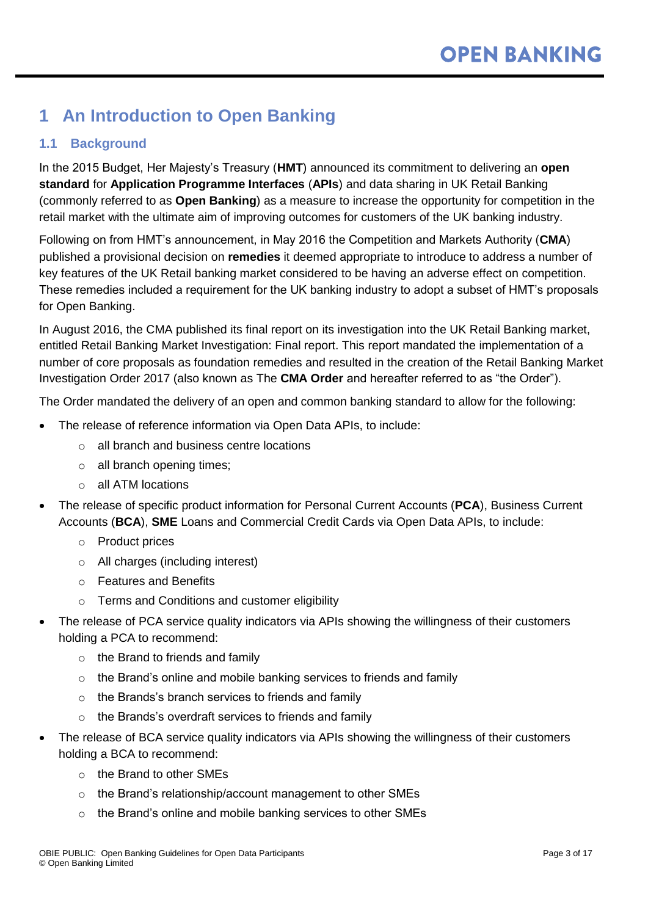# 1 An Introduction to Open Banking

## 1.1 Background

In the 2015 Budget, Her Majesty's Treasury (**HMT**) announced its commitment to delivering an **open standard** for **Application Programme Interfaces** (**APIs**) and data sharing in UK Retail Banking (commonly referred to as **Open Banking**) as a measure to increase the opportunity for competition in the retail market with the ultimate aim of improving outcomes for customers of the UK banking industry.

Following on from HMT's announcement, in May 2016 the Competition and Markets Authority (**CMA**) published a provisional decision on **remedies** it deemed appropriate to introduce to address a number of key features of the UK Retail banking market considered to be having an adverse effect on competition. These remedies included a requirement for the UK banking industry to adopt a subset of HMT's proposals for Open Banking.

In August 2016, the CMA published its final report on its investigation into the UK Retail Banking market, entitled Retail Banking Market Investigation: Final report. This report mandated the implementation of a number of core proposals as foundation remedies and resulted in the creation of the Retail Banking Market Investigation Order 2017 (also known as The **CMA Order** and hereafter referred to as "the Order").

The Order mandated the delivery of an open and common banking standard to allow for the following:

- The release of reference information via Open Data APIs, to include:
  - all branch and business centre locations
  - all branch opening times;
  - all ATM locations
- The release of specific product information for Personal Current Accounts (**PCA**), Business Current Accounts (**BCA**), **SME** Loans and Commercial Credit Cards via Open Data APIs, to include:
  - Product prices
  - All charges (including interest)
  - Features and Benefits
  - Terms and Conditions and customer eligibility
- The release of PCA service quality indicators via APIs showing the willingness of their customers holding a PCA to recommend:
  - the Brand to friends and family
  - the Brand's online and mobile banking services to friends and family
  - the Brands's branch services to friends and family
  - the Brands's overdraft services to friends and family
- The release of BCA service quality indicators via APIs showing the willingness of their customers holding a BCA to recommend:
  - the Brand to other SMEs
  - the Brand's relationship/account management to other SMEs
  - the Brand's online and mobile banking services to other SMEs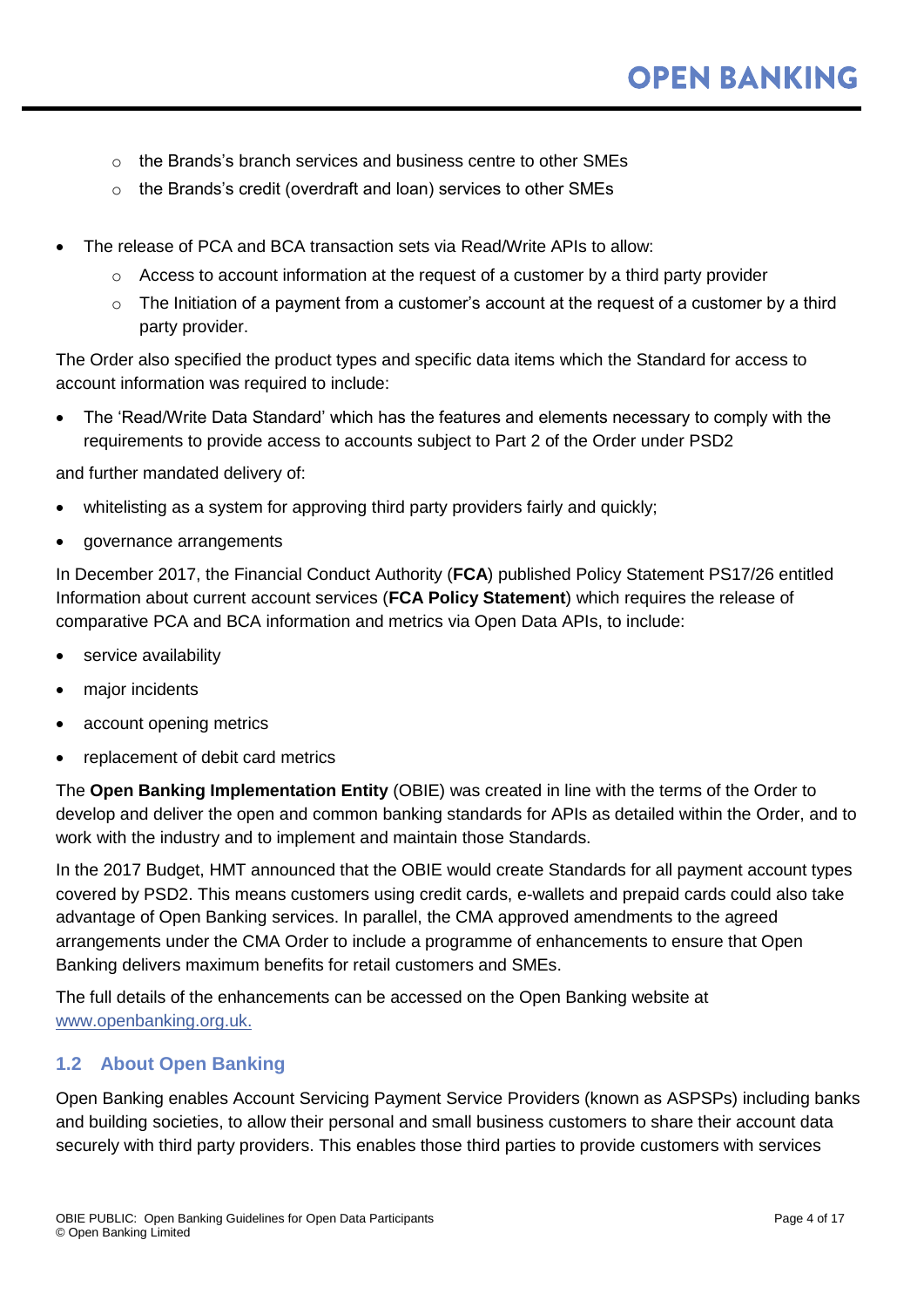- the Brands's branch services and business centre to other SMEs
  - the Brands's credit (overdraft and loan) services to other SMEs
- The release of PCA and BCA transaction sets via Read/Write APIs to allow:
  - Access to account information at the request of a customer by a third party provider
  - The Initiation of a payment from a customer's account at the request of a customer by a third party provider.

The Order also specified the product types and specific data items which the Standard for access to account information was required to include:

- The 'Read/Write Data Standard' which has the features and elements necessary to comply with the requirements to provide access to accounts subject to Part 2 of the Order under PSD2

and further mandated delivery of:

- whitelisting as a system for approving third party providers fairly and quickly;
- governance arrangements

In December 2017, the Financial Conduct Authority (**FCA**) published Policy Statement PS17/26 entitled Information about current account services (**FCA Policy Statement**) which requires the release of comparative PCA and BCA information and metrics via Open Data APIs, to include:

- service availability
- major incidents
- account opening metrics
- replacement of debit card metrics

The **Open Banking Implementation Entity** (OBIE) was created in line with the terms of the Order to develop and deliver the open and common banking standards for APIs as detailed within the Order, and to work with the industry and to implement and maintain those Standards.

In the 2017 Budget, HMT announced that the OBIE would create Standards for all payment account types covered by PSD2. This means customers using credit cards, e-wallets and prepaid cards could also take advantage of Open Banking services. In parallel, the CMA approved amendments to the agreed arrangements under the CMA Order to include a programme of enhancements to ensure that Open Banking delivers maximum benefits for retail customers and SMEs.

The full details of the enhancements can be accessed on the Open Banking website at [www.openbanking.org.uk.](http://www.openbanking.org.uk)

## 1.2 About Open Banking

Open Banking enables Account Servicing Payment Service Providers (known as ASPSPs) including banks and building societies, to allow their personal and small business customers to share their account data securely with third party providers. This enables those third parties to provide customers with services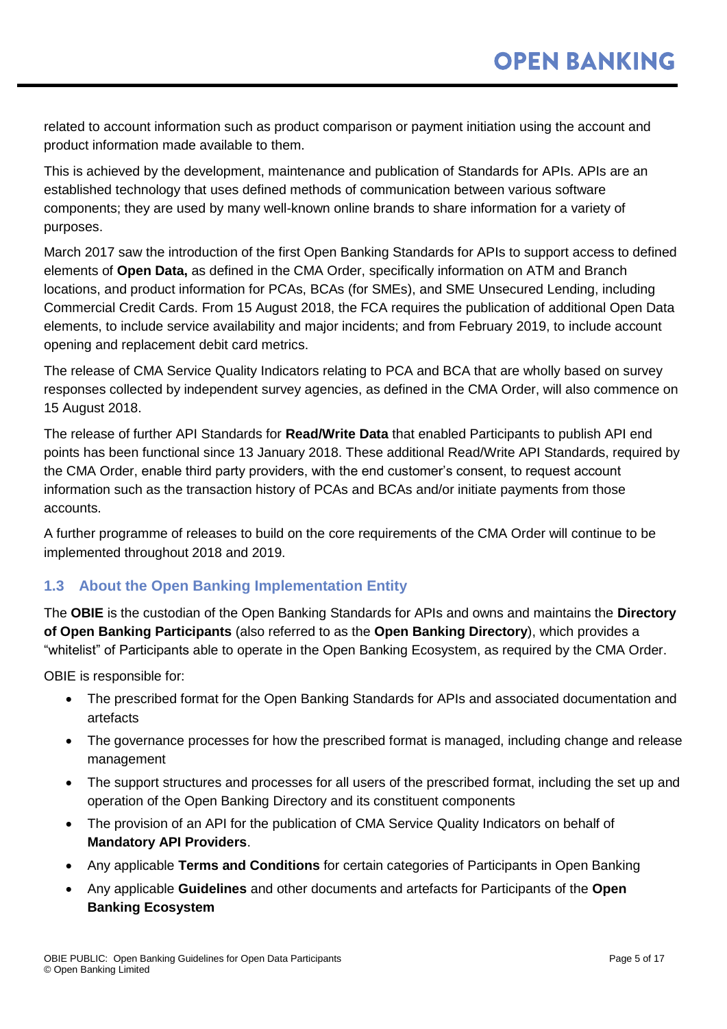related to account information such as product comparison or payment initiation using the account and product information made available to them.

This is achieved by the development, maintenance and publication of Standards for APIs. APIs are an established technology that uses defined methods of communication between various software components; they are used by many well-known online brands to share information for a variety of purposes.

March 2017 saw the introduction of the first Open Banking Standards for APIs to support access to defined elements of **Open Data,** as defined in the CMA Order, specifically information on ATM and Branch locations, and product information for PCAs, BCAs (for SMEs), and SME Unsecured Lending, including Commercial Credit Cards. From 15 August 2018, the FCA requires the publication of additional Open Data elements, to include service availability and major incidents; and from February 2019, to include account opening and replacement debit card metrics.

The release of CMA Service Quality Indicators relating to PCA and BCA that are wholly based on survey responses collected by independent survey agencies, as defined in the CMA Order, will also commence on 15 August 2018.

The release of further API Standards for **Read/Write Data** that enabled Participants to publish API end points has been functional since 13 January 2018. These additional Read/Write API Standards, required by the CMA Order, enable third party providers, with the end customer's consent, to request account information such as the transaction history of PCAs and BCAs and/or initiate payments from those accounts.

A further programme of releases to build on the core requirements of the CMA Order will continue to be implemented throughout 2018 and 2019.

### 1.3 About the Open Banking Implementation Entity

The **OBIE** is the custodian of the Open Banking Standards for APIs and owns and maintains the **Directory of Open Banking Participants** (also referred to as the **Open Banking Directory**), which provides a "whitelist" of Participants able to operate in the Open Banking Ecosystem, as required by the CMA Order.

OBIE is responsible for:

- The prescribed format for the Open Banking Standards for APIs and associated documentation and artefacts
- The governance processes for how the prescribed format is managed, including change and release management
- The support structures and processes for all users of the prescribed format, including the set up and operation of the Open Banking Directory and its constituent components
- The provision of an API for the publication of CMA Service Quality Indicators on behalf of **Mandatory API Providers**.
- Any applicable **Terms and Conditions** for certain categories of Participants in Open Banking
- Any applicable **Guidelines** and other documents and artefacts for Participants of the **Open Banking Ecosystem**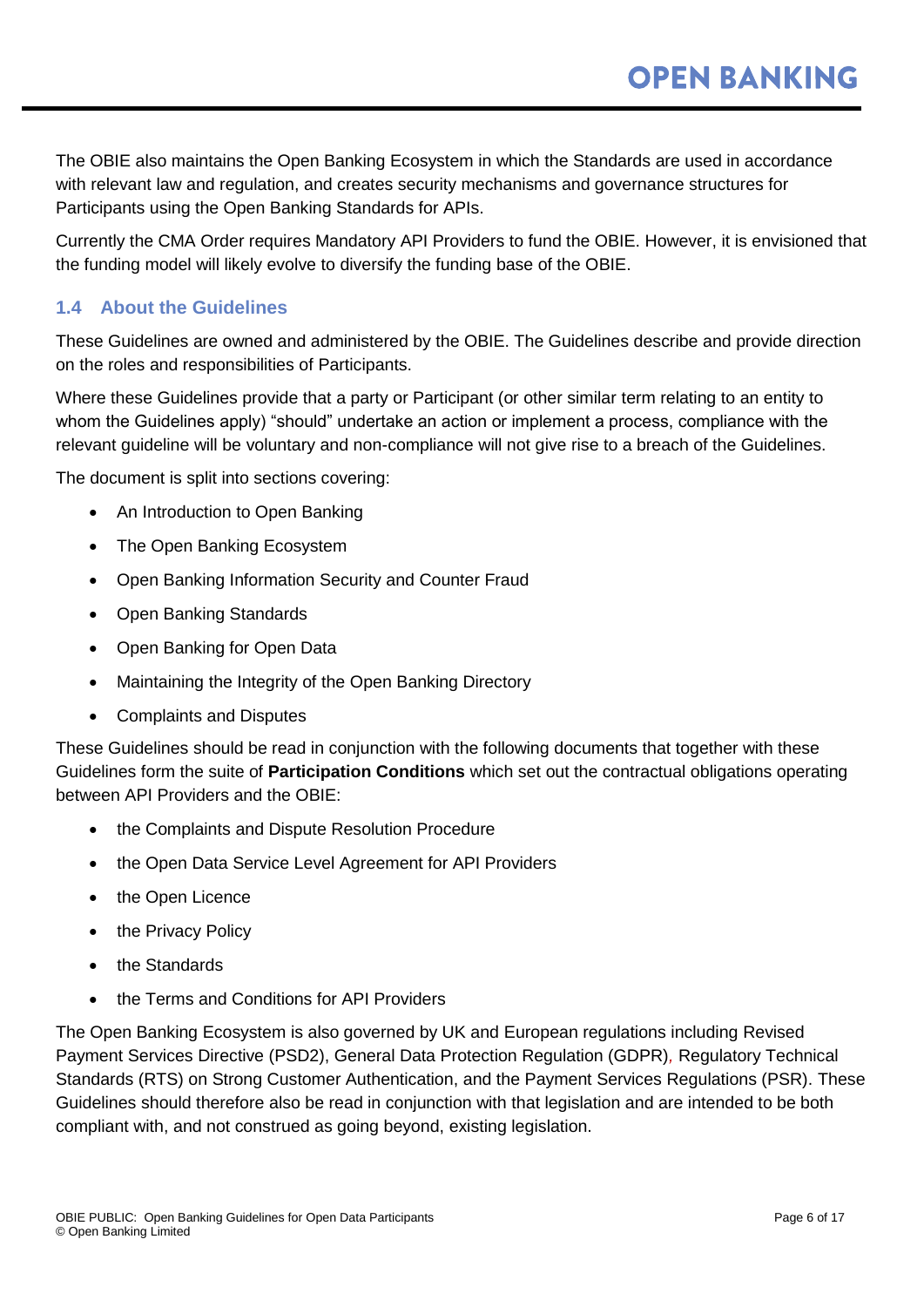The OBIE also maintains the Open Banking Ecosystem in which the Standards are used in accordance with relevant law and regulation, and creates security mechanisms and governance structures for Participants using the Open Banking Standards for APIs.

Currently the CMA Order requires Mandatory API Providers to fund the OBIE. However, it is envisioned that the funding model will likely evolve to diversify the funding base of the OBIE.

### 1.4 About the Guidelines

These Guidelines are owned and administered by the OBIE. The Guidelines describe and provide direction on the roles and responsibilities of Participants.

Where these Guidelines provide that a party or Participant (or other similar term relating to an entity to whom the Guidelines apply) “should” undertake an action or implement a process, compliance with the relevant guideline will be voluntary and non-compliance will not give rise to a breach of the Guidelines.

The document is split into sections covering:

- An Introduction to Open Banking
- The Open Banking Ecosystem
- Open Banking Information Security and Counter Fraud
- Open Banking Standards
- Open Banking for Open Data
- Maintaining the Integrity of the Open Banking Directory
- Complaints and Disputes

These Guidelines should be read in conjunction with the following documents that together with these Guidelines form the suite of **Participation Conditions** which set out the contractual obligations operating between API Providers and the OBIE:

- the Complaints and Dispute Resolution Procedure
- the Open Data Service Level Agreement for API Providers
- the Open Licence
- the Privacy Policy
- the Standards
- the Terms and Conditions for API Providers

The Open Banking Ecosystem is also governed by UK and European regulations including Revised Payment Services Directive (PSD2), General Data Protection Regulation (GDPR), Regulatory Technical Standards (RTS) on Strong Customer Authentication, and the Payment Services Regulations (PSR). These Guidelines should therefore also be read in conjunction with that legislation and are intended to be both compliant with, and not construed as going beyond, existing legislation.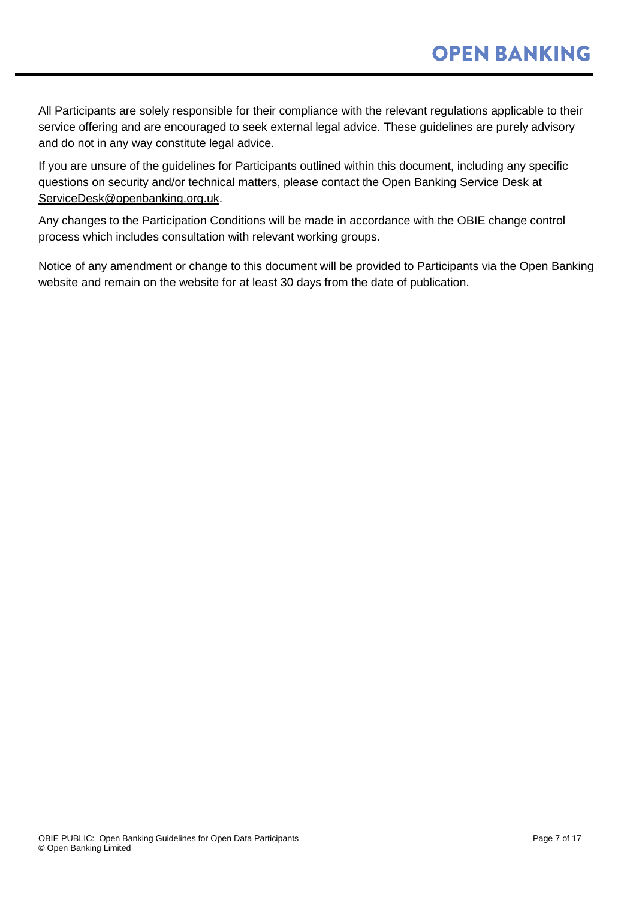All Participants are solely responsible for their compliance with the relevant regulations applicable to their service offering and are encouraged to seek external legal advice. These guidelines are purely advisory and do not in any way constitute legal advice.

If you are unsure of the guidelines for Participants outlined within this document, including any specific questions on security and/or technical matters, please contact the Open Banking Service Desk at ServiceDesk@openbanking.org.uk.

Any changes to the Participation Conditions will be made in accordance with the OBIE change control process which includes consultation with relevant working groups.

Notice of any amendment or change to this document will be provided to Participants via the Open Banking website and remain on the website for at least 30 days from the date of publication.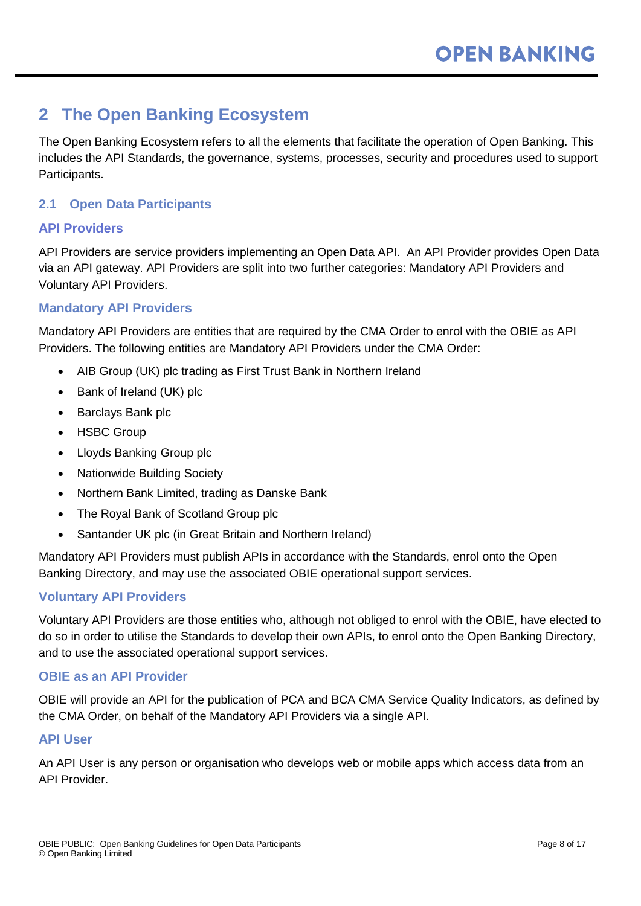# 2 The Open Banking Ecosystem

The Open Banking Ecosystem refers to all the elements that facilitate the operation of Open Banking. This includes the API Standards, the governance, systems, processes, security and procedures used to support Participants.

## 2.1 Open Data Participants

### API Providers

API Providers are service providers implementing an Open Data API. An API Provider provides Open Data via an API gateway. API Providers are split into two further categories: Mandatory API Providers and Voluntary API Providers.

### Mandatory API Providers

Mandatory API Providers are entities that are required by the CMA Order to enrol with the OBIE as API Providers. The following entities are Mandatory API Providers under the CMA Order:

- AIB Group (UK) plc trading as First Trust Bank in Northern Ireland
- Bank of Ireland (UK) plc
- Barclays Bank plc
- HSBC Group
- Lloyds Banking Group plc
- Nationwide Building Society
- Northern Bank Limited, trading as Danske Bank
- The Royal Bank of Scotland Group plc
- Santander UK plc (in Great Britain and Northern Ireland)

Mandatory API Providers must publish APIs in accordance with the Standards, enrol onto the Open Banking Directory, and may use the associated OBIE operational support services.

### Voluntary API Providers

Voluntary API Providers are those entities who, although not obliged to enrol with the OBIE, have elected to do so in order to utilise the Standards to develop their own APIs, to enrol onto the Open Banking Directory, and to use the associated operational support services.

### OBIE as an API Provider

OBIE will provide an API for the publication of PCA and BCA CMA Service Quality Indicators, as defined by the CMA Order, on behalf of the Mandatory API Providers via a single API.

### API User

An API User is any person or organisation who develops web or mobile apps which access data from an API Provider.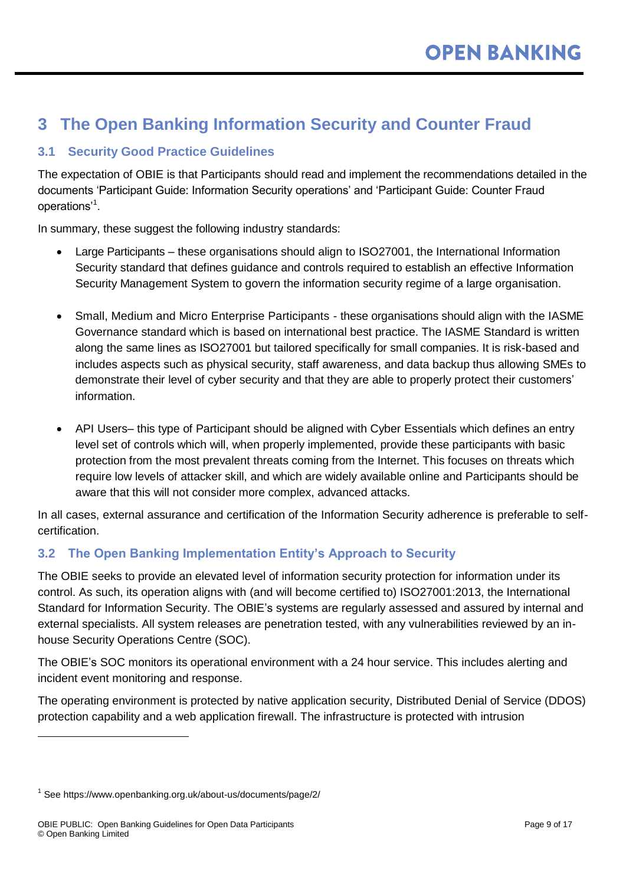# 3 The Open Banking Information Security and Counter Fraud

## 3.1 Security Good Practice Guidelines

The expectation of OBIE is that Participants should read and implement the recommendations detailed in the documents 'Participant Guide: Information Security operations' and 'Participant Guide: Counter Fraud operations'[1].

In summary, these suggest the following industry standards:

- Large Participants – these organisations should align to ISO27001, the International Information Security standard that defines guidance and controls required to establish an effective Information Security Management System to govern the information security regime of a large organisation.

- Small, Medium and Micro Enterprise Participants - these organisations should align with the IASME Governance standard which is based on international best practice. The IASME Standard is written along the same lines as ISO27001 but tailored specifically for small companies. It is risk-based and includes aspects such as physical security, staff awareness, and data backup thus allowing SMEs to demonstrate their level of cyber security and that they are able to properly protect their customers' information.

- API Users– this type of Participant should be aligned with Cyber Essentials which defines an entry level set of controls which will, when properly implemented, provide these participants with basic protection from the most prevalent threats coming from the Internet. This focuses on threats which require low levels of attacker skill, and which are widely available online and Participants should be aware that this will not consider more complex, advanced attacks.

In all cases, external assurance and certification of the Information Security adherence is preferable to self-certification.

## 3.2 The Open Banking Implementation Entity's Approach to Security

The OBIE seeks to provide an elevated level of information security protection for information under its control. As such, its operation aligns with (and will become certified to) ISO27001:2013, the International Standard for Information Security. The OBIE's systems are regularly assessed and assured by internal and external specialists. All system releases are penetration tested, with any vulnerabilities reviewed by an in-house Security Operations Centre (SOC).

The OBIE's SOC monitors its operational environment with a 24 hour service. This includes alerting and incident event monitoring and response.

The operating environment is protected by native application security, Distributed Denial of Service (DDOS) protection capability and a web application firewall. The infrastructure is protected with intrusion

[1] See https://www.openbanking.org.uk/about-us/documents/page/2/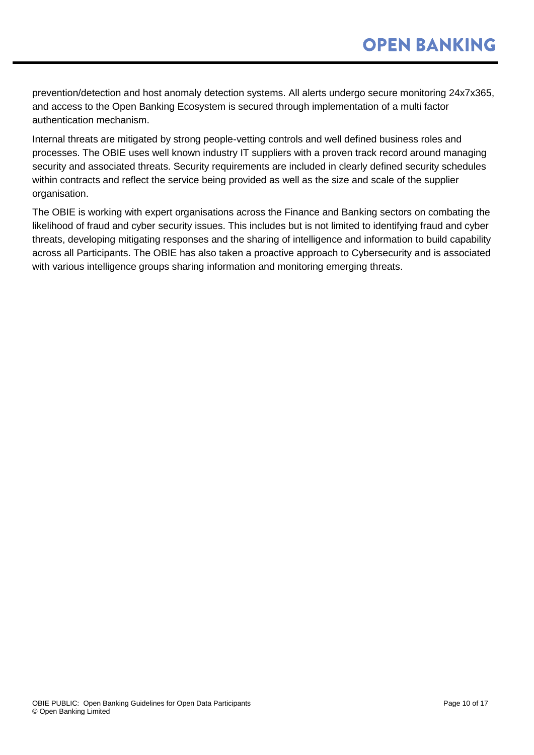prevention/detection and host anomaly detection systems. All alerts undergo secure monitoring 24x7x365, and access to the Open Banking Ecosystem is secured through implementation of a multi factor authentication mechanism.

Internal threats are mitigated by strong people-vetting controls and well defined business roles and processes. The OBIE uses well known industry IT suppliers with a proven track record around managing security and associated threats. Security requirements are included in clearly defined security schedules within contracts and reflect the service being provided as well as the size and scale of the supplier organisation.

The OBIE is working with expert organisations across the Finance and Banking sectors on combating the likelihood of fraud and cyber security issues. This includes but is not limited to identifying fraud and cyber threats, developing mitigating responses and the sharing of intelligence and information to build capability across all Participants. The OBIE has also taken a proactive approach to Cybersecurity and is associated with various intelligence groups sharing information and monitoring emerging threats.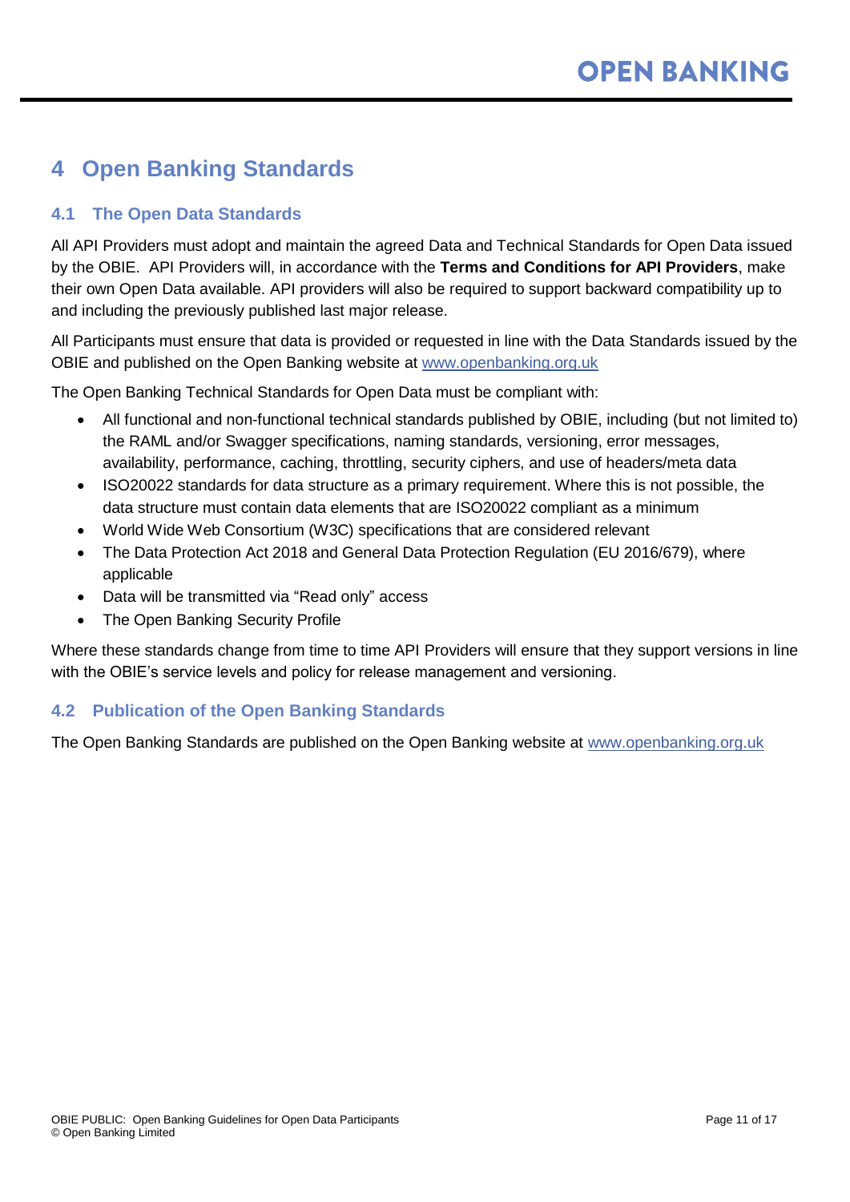# 4 Open Banking Standards

## 4.1 The Open Data Standards

All API Providers must adopt and maintain the agreed Data and Technical Standards for Open Data issued by the OBIE. API Providers will, in accordance with the **Terms and Conditions for API Providers**, make their own Open Data available. API providers will also be required to support backward compatibility up to and including the previously published last major release.

All Participants must ensure that data is provided or requested in line with the Data Standards issued by the OBIE and published on the Open Banking website at [www.openbanking.org.uk](http://www.openbanking.org.uk)

The Open Banking Technical Standards for Open Data must be compliant with:

- All functional and non-functional technical standards published by OBIE, including (but not limited to) the RAML and/or Swagger specifications, naming standards, versioning, error messages, availability, performance, caching, throttling, security ciphers, and use of headers/meta data
- ISO20022 standards for data structure as a primary requirement. Where this is not possible, the data structure must contain data elements that are ISO20022 compliant as a minimum
- World Wide Web Consortium (W3C) specifications that are considered relevant
- The Data Protection Act 2018 and General Data Protection Regulation (EU 2016/679), where applicable
- Data will be transmitted via "Read only" access
- The Open Banking Security Profile

Where these standards change from time to time API Providers will ensure that they support versions in line with the OBIE's service levels and policy for release management and versioning.

## 4.2 Publication of the Open Banking Standards

The Open Banking Standards are published on the Open Banking website at [www.openbanking.org.uk](http://www.openbanking.org.uk)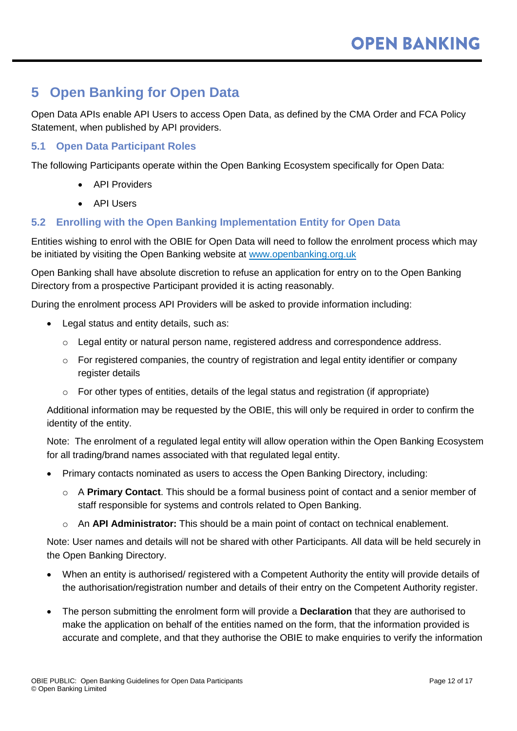# 5 Open Banking for Open Data

Open Data APIs enable API Users to access Open Data, as defined by the CMA Order and FCA Policy Statement, when published by API providers.

## 5.1 Open Data Participant Roles

The following Participants operate within the Open Banking Ecosystem specifically for Open Data:

- API Providers
- API Users

## 5.2 Enrolling with the Open Banking Implementation Entity for Open Data

Entities wishing to enrol with the OBIE for Open Data will need to follow the enrolment process which may be initiated by visiting the Open Banking website at [www.openbanking.org.uk](www.openbanking.org.uk)

Open Banking shall have absolute discretion to refuse an application for entry on to the Open Banking Directory from a prospective Participant provided it is acting reasonably.

During the enrolment process API Providers will be asked to provide information including:

- Legal status and entity details, such as:
  - Legal entity or natural person name, registered address and correspondence address.
  - For registered companies, the country of registration and legal entity identifier or company register details
  - For other types of entities, details of the legal status and registration (if appropriate)

  Additional information may be requested by the OBIE, this will only be required in order to confirm the identity of the entity.

  Note: The enrolment of a regulated legal entity will allow operation within the Open Banking Ecosystem for all trading/brand names associated with that regulated legal entity.

- Primary contacts nominated as users to access the Open Banking Directory, including:
  - A **Primary Contact**. This should be a formal business point of contact and a senior member of staff responsible for systems and controls related to Open Banking.
  - An **API Administrator:** This should be a main point of contact on technical enablement.

  Note: User names and details will not be shared with other Participants. All data will be held securely in the Open Banking Directory.

- When an entity is authorised/ registered with a Competent Authority the entity will provide details of the authorisation/registration number and details of their entry on the Competent Authority register.

- The person submitting the enrolment form will provide a **Declaration** that they are authorised to make the application on behalf of the entities named on the form, that the information provided is accurate and complete, and that they authorise the OBIE to make enquiries to verify the information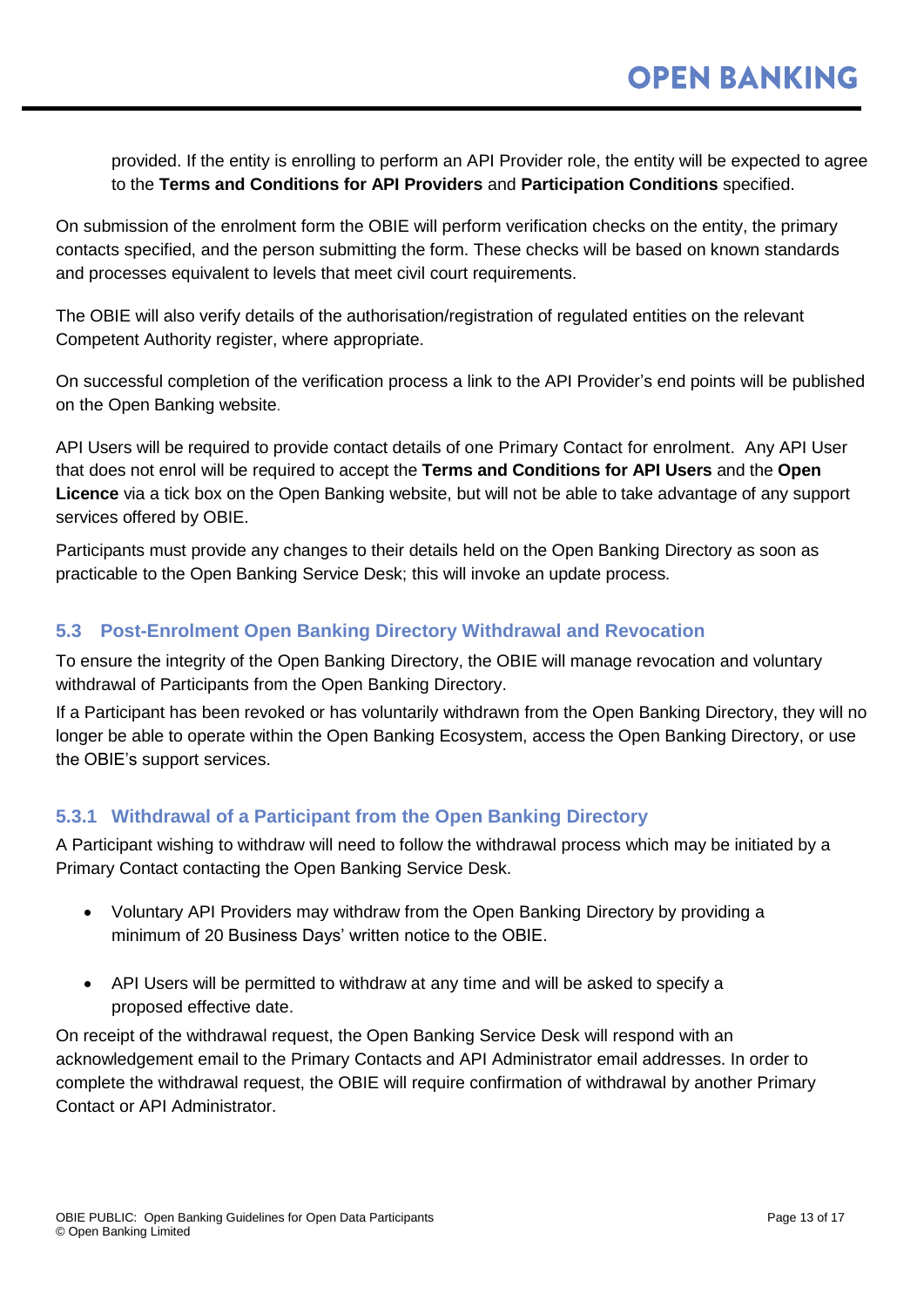provided. If the entity is enrolling to perform an API Provider role, the entity will be expected to agree to the **Terms and Conditions for API Providers** and **Participation Conditions** specified.

On submission of the enrolment form the OBIE will perform verification checks on the entity, the primary contacts specified, and the person submitting the form. These checks will be based on known standards and processes equivalent to levels that meet civil court requirements.

The OBIE will also verify details of the authorisation/registration of regulated entities on the relevant Competent Authority register, where appropriate.

On successful completion of the verification process a link to the API Provider's end points will be published on the Open Banking website.

API Users will be required to provide contact details of one Primary Contact for enrolment. Any API User that does not enrol will be required to accept the **Terms and Conditions for API Users** and the **Open Licence** via a tick box on the Open Banking website, but will not be able to take advantage of any support services offered by OBIE.

Participants must provide any changes to their details held on the Open Banking Directory as soon as practicable to the Open Banking Service Desk; this will invoke an update process.

### 5.3 Post-Enrolment Open Banking Directory Withdrawal and Revocation

To ensure the integrity of the Open Banking Directory, the OBIE will manage revocation and voluntary withdrawal of Participants from the Open Banking Directory.

If a Participant has been revoked or has voluntarily withdrawn from the Open Banking Directory, they will no longer be able to operate within the Open Banking Ecosystem, access the Open Banking Directory, or use the OBIE's support services.

#### 5.3.1 Withdrawal of a Participant from the Open Banking Directory

A Participant wishing to withdraw will need to follow the withdrawal process which may be initiated by a Primary Contact contacting the Open Banking Service Desk.

- Voluntary API Providers may withdraw from the Open Banking Directory by providing a minimum of 20 Business Days' written notice to the OBIE.

- API Users will be permitted to withdraw at any time and will be asked to specify a proposed effective date.

On receipt of the withdrawal request, the Open Banking Service Desk will respond with an acknowledgement email to the Primary Contacts and API Administrator email addresses. In order to complete the withdrawal request, the OBIE will require confirmation of withdrawal by another Primary Contact or API Administrator.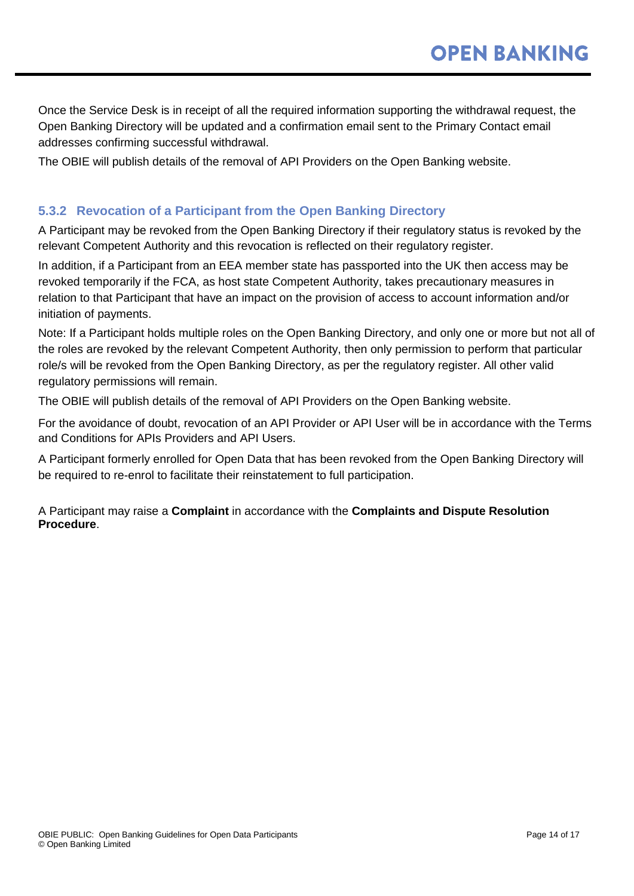Once the Service Desk is in receipt of all the required information supporting the withdrawal request, the Open Banking Directory will be updated and a confirmation email sent to the Primary Contact email addresses confirming successful withdrawal.

The OBIE will publish details of the removal of API Providers on the Open Banking website.

### 5.3.2 Revocation of a Participant from the Open Banking Directory

A Participant may be revoked from the Open Banking Directory if their regulatory status is revoked by the relevant Competent Authority and this revocation is reflected on their regulatory register.

In addition, if a Participant from an EEA member state has passported into the UK then access may be revoked temporarily if the FCA, as host state Competent Authority, takes precautionary measures in relation to that Participant that have an impact on the provision of access to account information and/or initiation of payments.

Note: If a Participant holds multiple roles on the Open Banking Directory, and only one or more but not all of the roles are revoked by the relevant Competent Authority, then only permission to perform that particular role/s will be revoked from the Open Banking Directory, as per the regulatory register. All other valid regulatory permissions will remain.

The OBIE will publish details of the removal of API Providers on the Open Banking website.

For the avoidance of doubt, revocation of an API Provider or API User will be in accordance with the Terms and Conditions for APIs Providers and API Users.

A Participant formerly enrolled for Open Data that has been revoked from the Open Banking Directory will be required to re-enrol to facilitate their reinstatement to full participation.

A Participant may raise a **Complaint** in accordance with the **Complaints and Dispute Resolution Procedure**.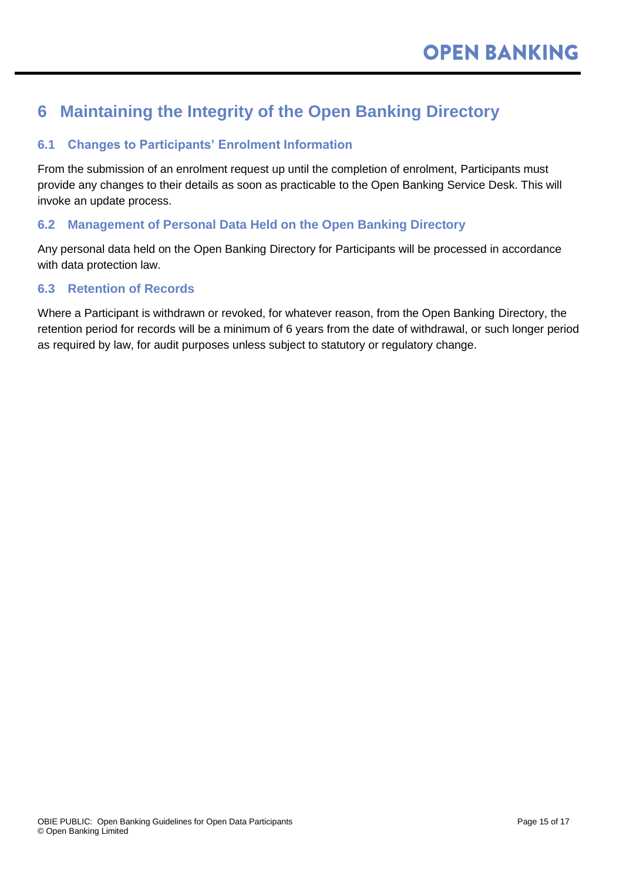# 6 Maintaining the Integrity of the Open Banking Directory

## 6.1 Changes to Participants' Enrolment Information

From the submission of an enrolment request up until the completion of enrolment, Participants must provide any changes to their details as soon as practicable to the Open Banking Service Desk. This will invoke an update process.

## 6.2 Management of Personal Data Held on the Open Banking Directory

Any personal data held on the Open Banking Directory for Participants will be processed in accordance with data protection law.

## 6.3 Retention of Records

Where a Participant is withdrawn or revoked, for whatever reason, from the Open Banking Directory, the retention period for records will be a minimum of 6 years from the date of withdrawal, or such longer period as required by law, for audit purposes unless subject to statutory or regulatory change.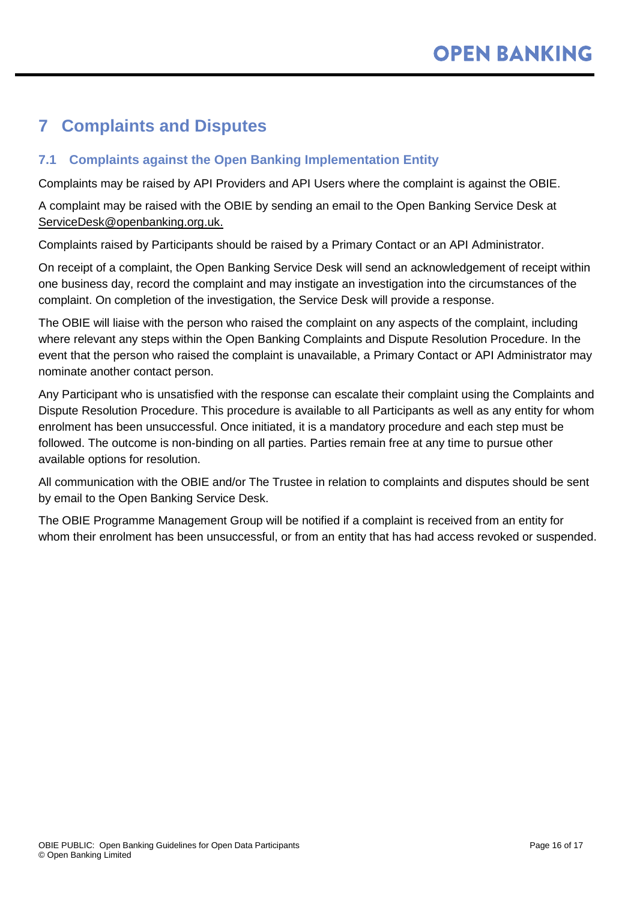# 7 Complaints and Disputes

## 7.1 Complaints against the Open Banking Implementation Entity

Complaints may be raised by API Providers and API Users where the complaint is against the OBIE.

A complaint may be raised with the OBIE by sending an email to the Open Banking Service Desk at ServiceDesk@openbanking.org.uk.

Complaints raised by Participants should be raised by a Primary Contact or an API Administrator.

On receipt of a complaint, the Open Banking Service Desk will send an acknowledgement of receipt within one business day, record the complaint and may instigate an investigation into the circumstances of the complaint. On completion of the investigation, the Service Desk will provide a response.

The OBIE will liaise with the person who raised the complaint on any aspects of the complaint, including where relevant any steps within the Open Banking Complaints and Dispute Resolution Procedure. In the event that the person who raised the complaint is unavailable, a Primary Contact or API Administrator may nominate another contact person.

Any Participant who is unsatisfied with the response can escalate their complaint using the Complaints and Dispute Resolution Procedure. This procedure is available to all Participants as well as any entity for whom enrolment has been unsuccessful. Once initiated, it is a mandatory procedure and each step must be followed. The outcome is non-binding on all parties. Parties remain free at any time to pursue other available options for resolution.

All communication with the OBIE and/or The Trustee in relation to complaints and disputes should be sent by email to the Open Banking Service Desk.

The OBIE Programme Management Group will be notified if a complaint is received from an entity for whom their enrolment has been unsuccessful, or from an entity that has had access revoked or suspended.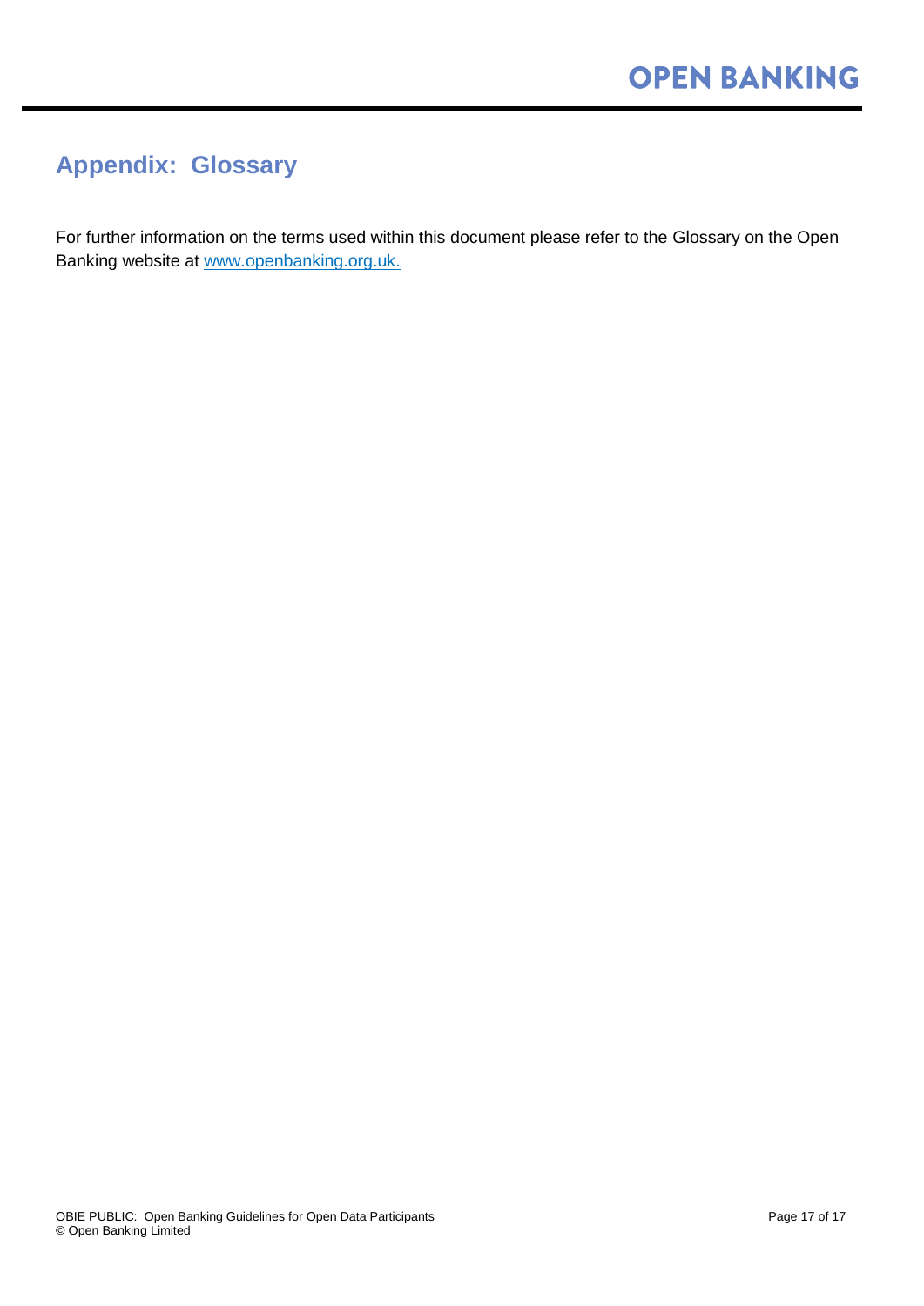## Appendix: Glossary

For further information on the terms used within this document please refer to the Glossary on the Open Banking website at [www.openbanking.org.uk.](http://www.openbanking.org.uk)